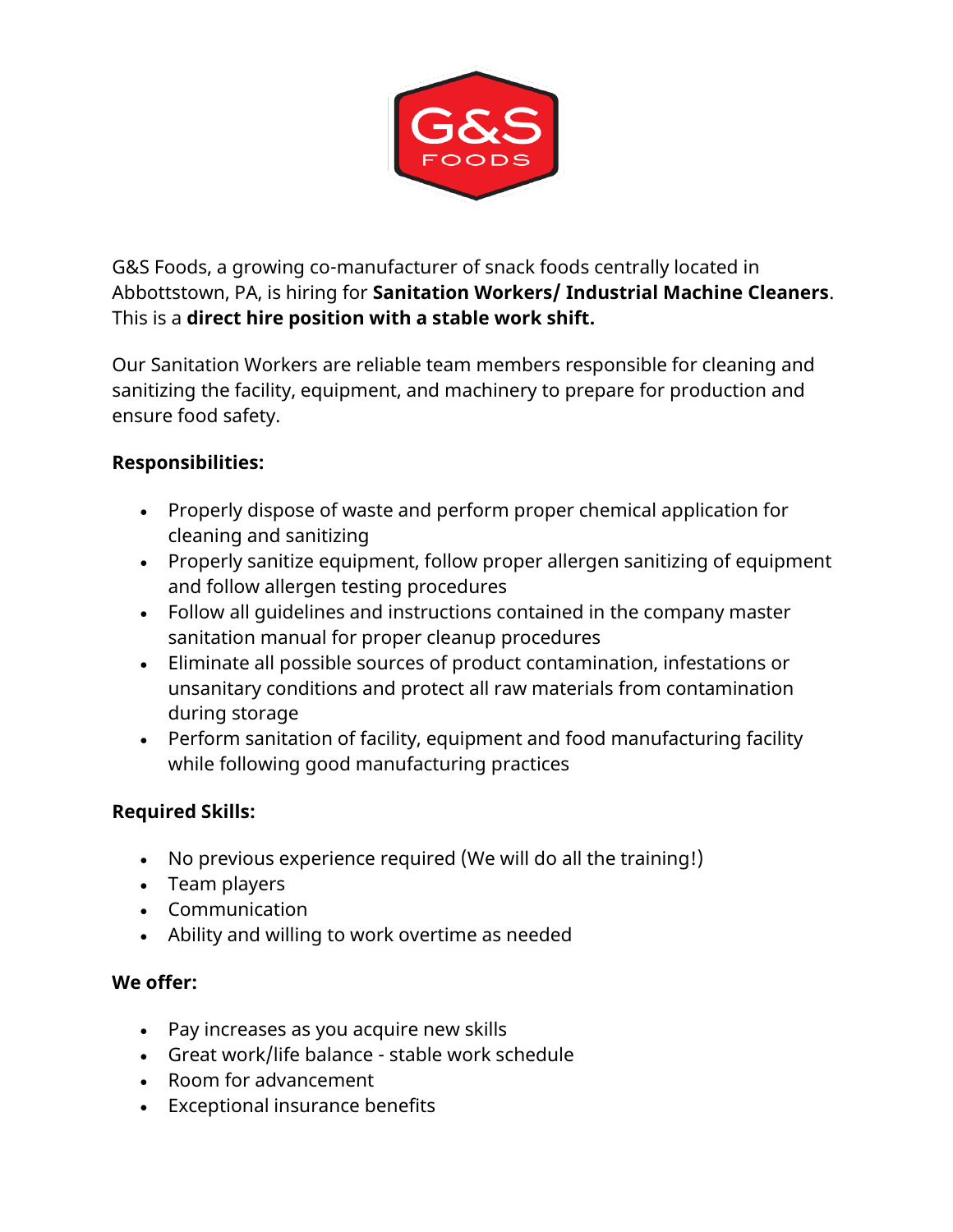G&S Foods, a growing co-manufacturer of snack foods centrally located in Abbottstown, PA, is hiring for **Sanitation Workers/ Industrial Machine Cleaners**. This is a **direct hire position with a stable work shift.**

Our Sanitation Workers are reliable team members responsible for cleaning and sanitizing the facility, equipment, and machinery to prepare for production and ensure food safety.

**Responsibilities:**

- Properly dispose of waste and perform proper chemical application for cleaning and sanitizing
- Properly sanitize equipment, follow proper allergen sanitizing of equipment and follow allergen testing procedures
- Follow all guidelines and instructions contained in the company master sanitation manual for proper cleanup procedures
- Eliminate all possible sources of product contamination, infestations or unsanitary conditions and protect all raw materials from contamination during storage
- Perform sanitation of facility, equipment and food manufacturing facility while following good manufacturing practices

**Required Skills:**

- No previous experience required (We will do all the training!)
- Team players
- Communication
- Ability and willing to work overtime as needed

**We offer:**

- Pay increases as you acquire new skills
- Great work/life balance - stable work schedule
- Room for advancement
- Exceptional insurance benefits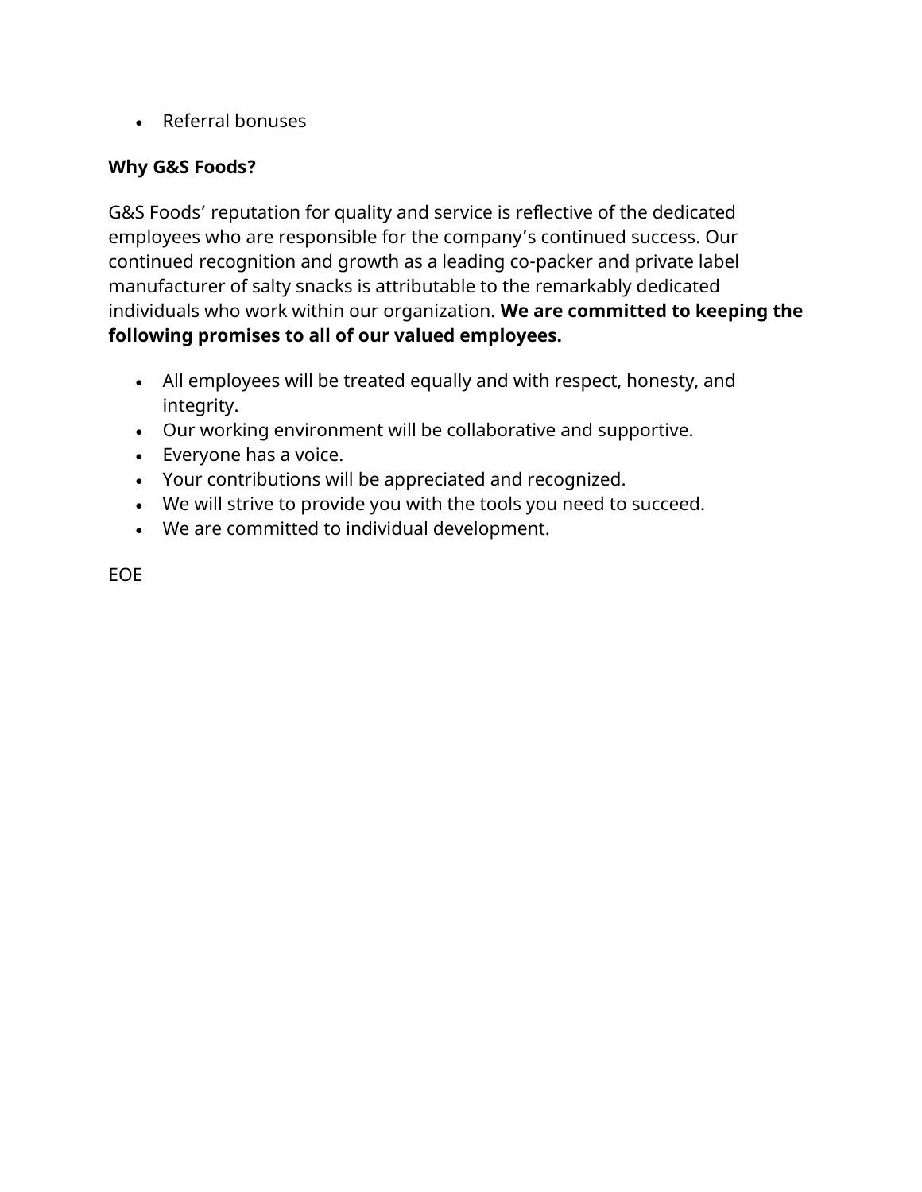- Referral bonuses

**Why G&S Foods?**

G&S Foods' reputation for quality and service is reflective of the dedicated employees who are responsible for the company's continued success. Our continued recognition and growth as a leading co-packer and private label manufacturer of salty snacks is attributable to the remarkably dedicated individuals who work within our organization. **We are committed to keeping the following promises to all of our valued employees.**

- All employees will be treated equally and with respect, honesty, and integrity.
- Our working environment will be collaborative and supportive.
- Everyone has a voice.
- Your contributions will be appreciated and recognized.
- We will strive to provide you with the tools you need to succeed.
- We are committed to individual development.

EOE